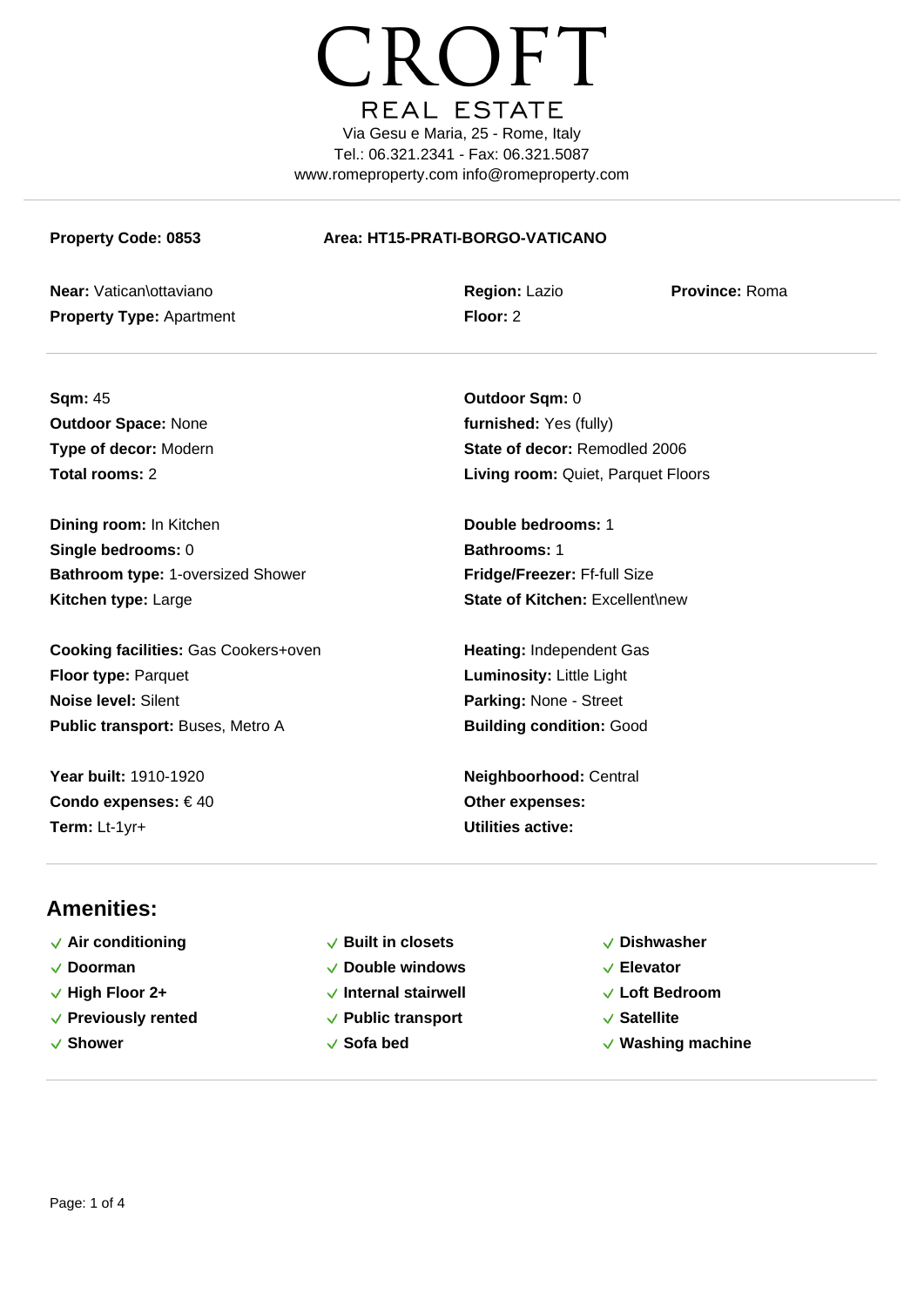# CROFT

REAL ESTATE

Via Gesu e Maria, 25 - Rome, Italy
Tel.: 06.321.2341 - Fax: 06.321.5087
www.romeproperty.com info@romeproperty.com

---

**Property Code: 0853** **Area: HT15-PRATI-BORGO-VATICANO**

**Near:** Vatican\ottaviano
**Region:** Lazio
**Province:** Roma
**Property Type:** Apartment
**Floor:** 2

---

**Sqm:** 45
**Outdoor Sqm:** 0
**Outdoor Space:** None
**furnished:** Yes (fully)
**Type of decor:** Modern
**State of decor:** Remodled 2006
**Total rooms:** 2
**Living room:** Quiet, Parquet Floors

**Dining room:** In Kitchen
**Double bedrooms:** 1
**Single bedrooms:** 0
**Bathrooms:** 1
**Bathroom type:** 1-oversized Shower
**Fridge/Freezer:** Ff-full Size
**Kitchen type:** Large
**State of Kitchen:** Excellent\new

**Cooking facilities:** Gas Cookers+oven
**Heating:** Independent Gas
**Floor type:** Parquet
**Luminosity:** Little Light
**Noise level:** Silent
**Parking:** None - Street
**Public transport:** Buses, Metro A
**Building condition:** Good

**Year built:** 1910-1920
**Neighboorhood:** Central
**Condo expenses:** € 40
**Other expenses:**
**Term:** Lt-1yr+
**Utilities active:**

---

## Amenities:

- **Air conditioning**
- **Built in closets**
- **Dishwasher**
- **Doorman**
- **Double windows**
- **Elevator**
- **High Floor 2+**
- **Internal stairwell**
- **Loft Bedroom**
- **Previously rented**
- **Public transport**
- **Satellite**
- **Shower**
- **Sofa bed**
- **Washing machine**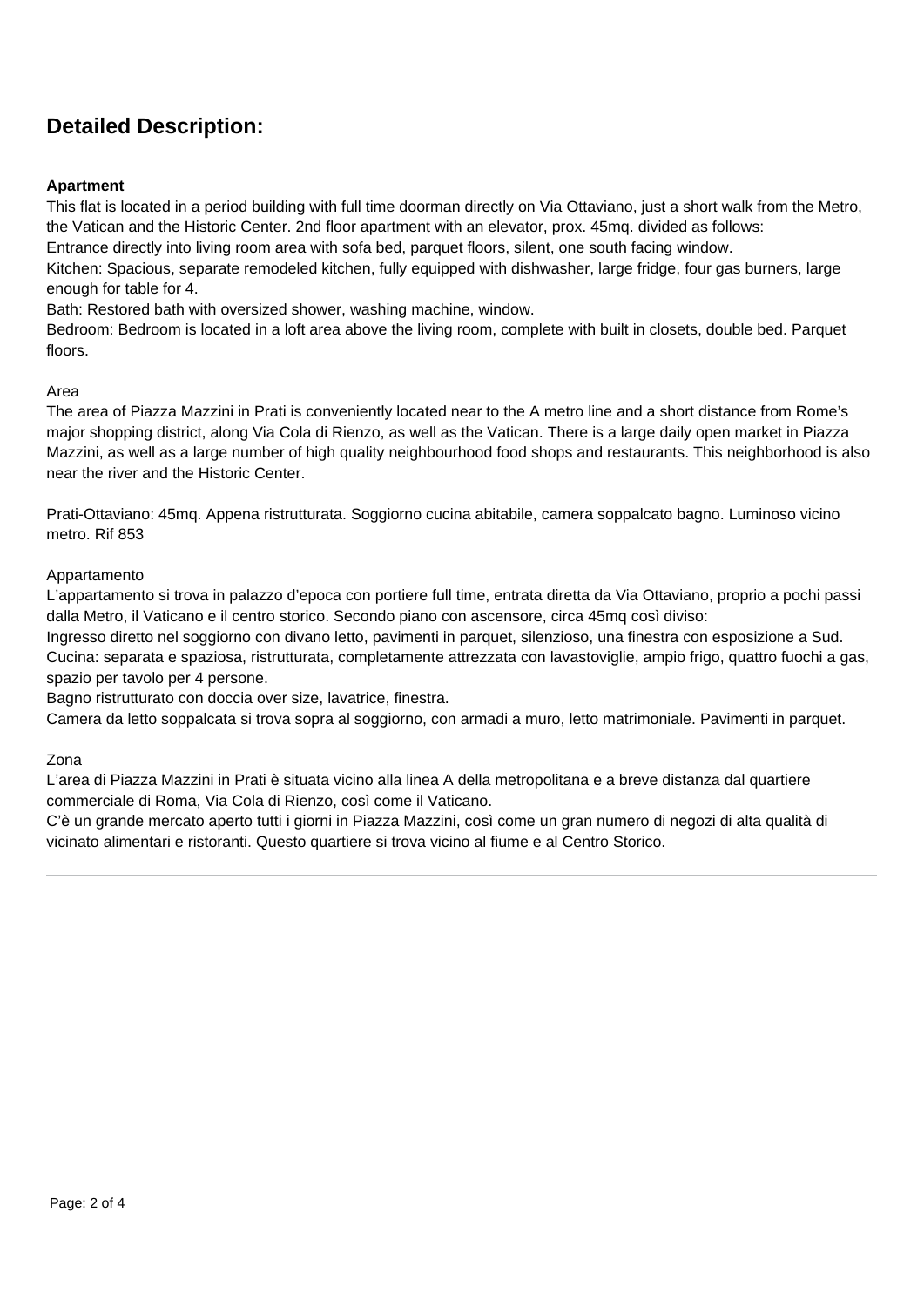## Detailed Description:

**Apartment**

This flat is located in a period building with full time doorman directly on Via Ottaviano, just a short walk from the Metro, the Vatican and the Historic Center. 2nd floor apartment with an elevator, prox. 45mq. divided as follows:
Entrance directly into living room area with sofa bed, parquet floors, silent, one south facing window.
Kitchen: Spacious, separate remodeled kitchen, fully equipped with dishwasher, large fridge, four gas burners, large enough for table for 4.
Bath: Restored bath with oversized shower, washing machine, window.
Bedroom: Bedroom is located in a loft area above the living room, complete with built in closets, double bed. Parquet floors.

Area
The area of Piazza Mazzini in Prati is conveniently located near to the A metro line and a short distance from Rome's major shopping district, along Via Cola di Rienzo, as well as the Vatican. There is a large daily open market in Piazza Mazzini, as well as a large number of high quality neighbourhood food shops and restaurants. This neighborhood is also near the river and the Historic Center.

Prati-Ottaviano: 45mq. Appena ristrutturata. Soggiorno cucina abitabile, camera soppalcato bagno. Luminoso vicino metro. Rif 853

Appartamento
L'appartamento si trova in palazzo d'epoca con portiere full time, entrata diretta da Via Ottaviano, proprio a pochi passi dalla Metro, il Vaticano e il centro storico. Secondo piano con ascensore, circa 45mq così diviso:
Ingresso diretto nel soggiorno con divano letto, pavimenti in parquet, silenzioso, una finestra con esposizione a Sud.
Cucina: separata e spaziosa, ristrutturata, completamente attrezzata con lavastoviglie, ampio frigo, quattro fuochi a gas, spazio per tavolo per 4 persone.
Bagno ristrutturato con doccia over size, lavatrice, finestra.
Camera da letto soppalcata si trova sopra al soggiorno, con armadi a muro, letto matrimoniale. Pavimenti in parquet.

Zona
L'area di Piazza Mazzini in Prati è situata vicino alla linea A della metropolitana e a breve distanza dal quartiere commerciale di Roma, Via Cola di Rienzo, così come il Vaticano.
C'è un grande mercato aperto tutti i giorni in Piazza Mazzini, così come un gran numero di negozi di alta qualità di vicinato alimentari e ristoranti. Questo quartiere si trova vicino al fiume e al Centro Storico.

---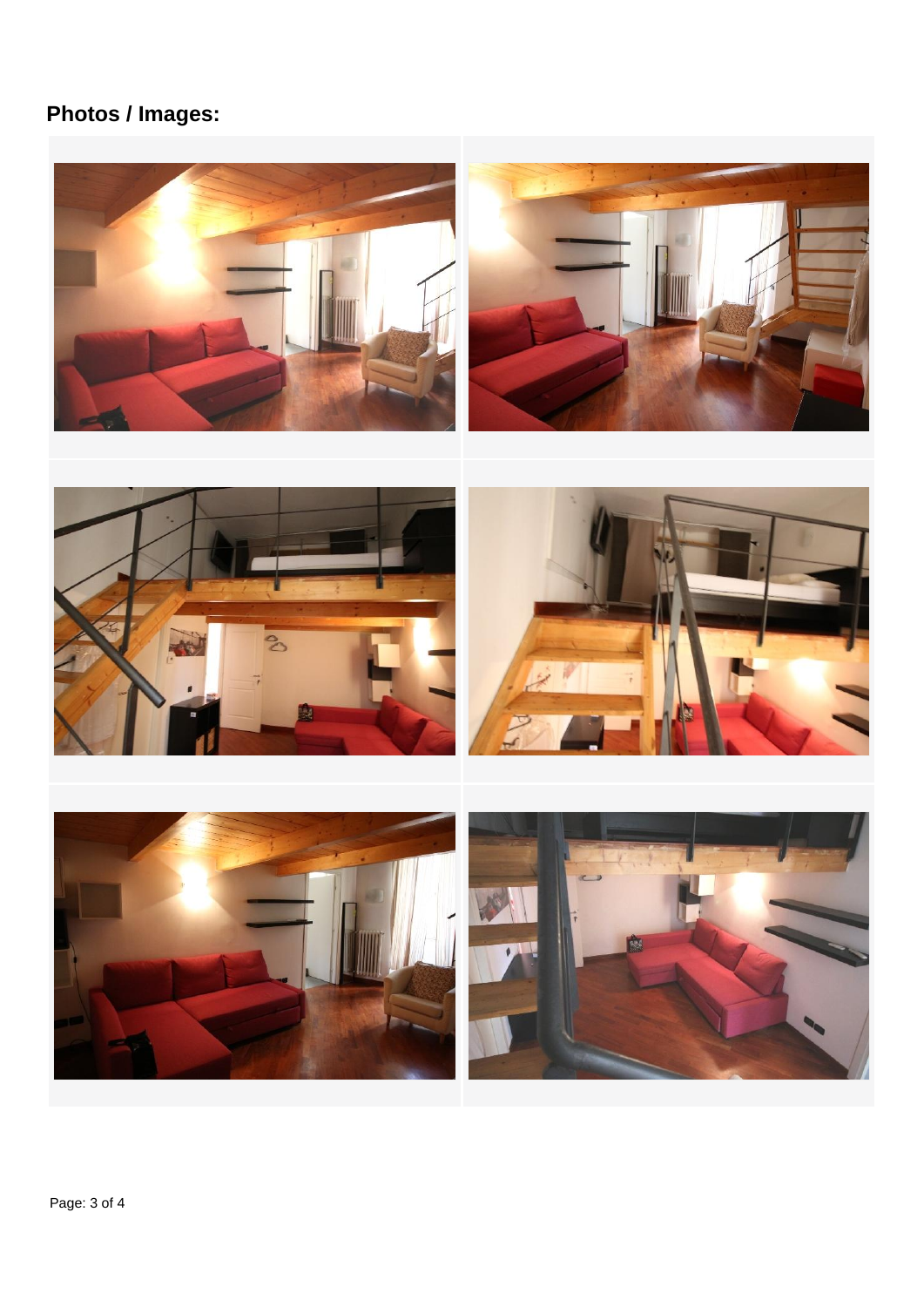**Photos / Images:**